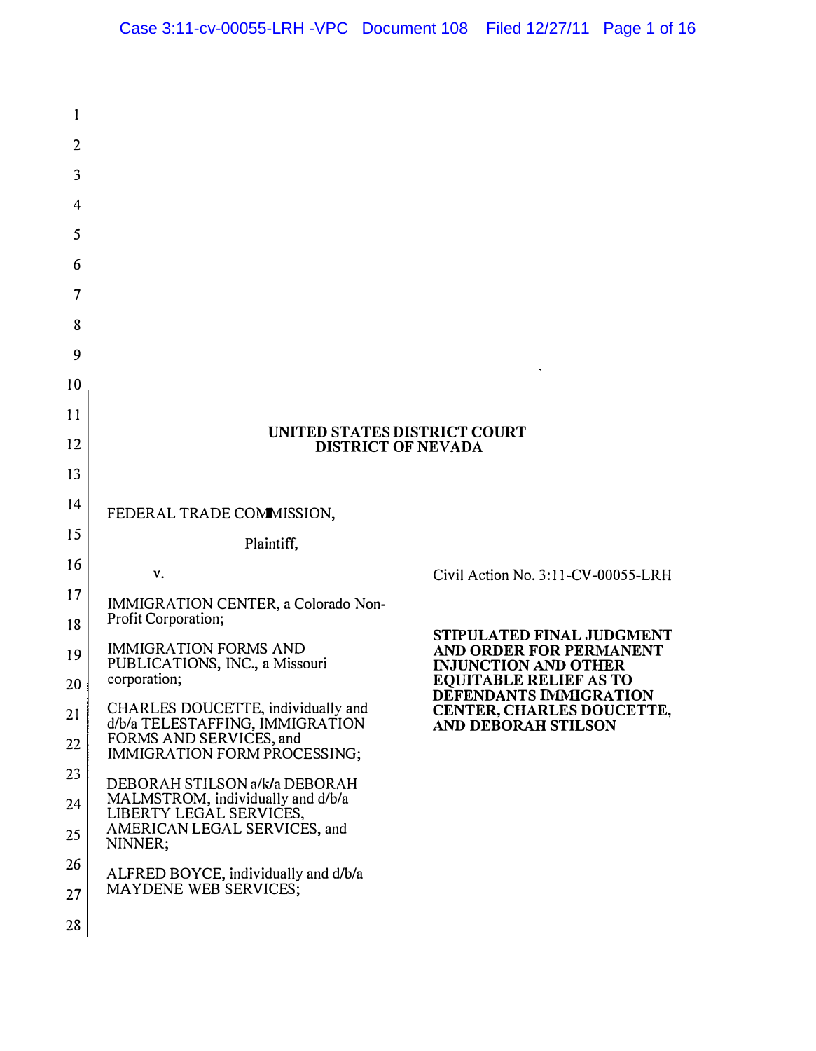## UNITED STATES DISTRICT COURT
## DISTRICT OF NEVADA

FEDERAL TRADE COMMISSION,

Plaintiff,

v.

IMMIGRATION CENTER, a Colorado Non-Profit Corporation;

IMMIGRATION FORMS AND PUBLICATIONS, INC., a Missouri corporation;

CHARLES DOUCETTE, individually and d/b/a TELESTAFFING, IMMIGRATION FORMS AND SERVICES, and IMMIGRATION FORM PROCESSING;

DEBORAH STILSON a/k/a DEBORAH MALMSTROM, individually and d/b/a LIBERTY LEGAL SERVICES, AMERICAN LEGAL SERVICES, and NINNER;

ALFRED BOYCE, individually and d/b/a MAYDENE WEB SERVICES;

Civil Action No. 3:11-CV-00055-LRH

**STIPULATED FINAL JUDGMENT AND ORDER FOR PERMANENT INJUNCTION AND OTHER EQUITABLE RELIEF AS TO DEFENDANTS IMMIGRATION CENTER, CHARLES DOUCETTE, AND DEBORAH STILSON**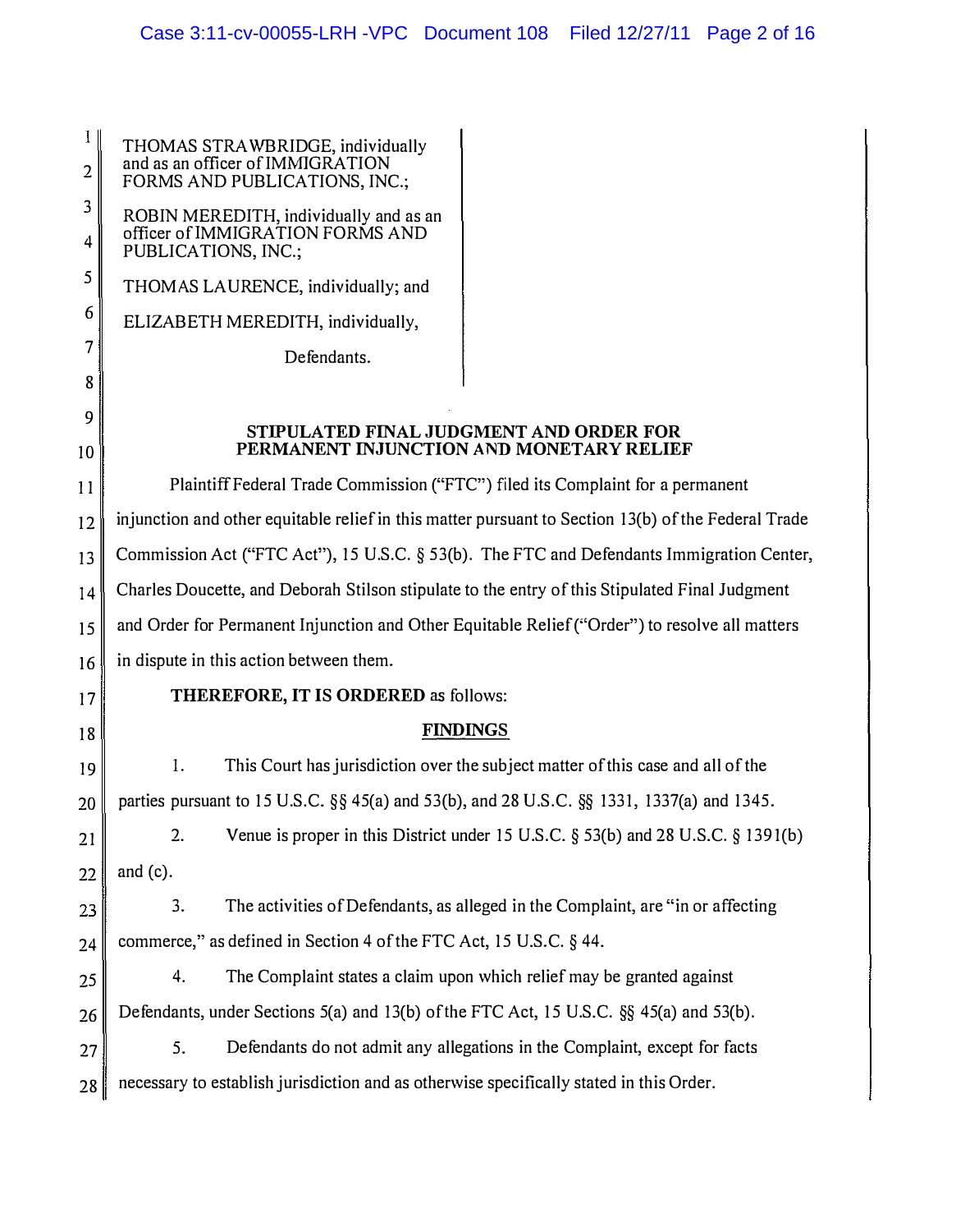THOMAS STRAWBRIDGE, individually and as an officer of IMMIGRATION FORMS AND PUBLICATIONS, INC.;

ROBIN MEREDITH, individually and as an officer of IMMIGRATION FORMS AND PUBLICATIONS, INC.;

THOMAS LAURENCE, individually; and

ELIZABETH MEREDITH, individually,

Defendants.

## STIPULATED FINAL JUDGMENT AND ORDER FOR PERMANENT INJUNCTION AND MONETARY RELIEF

Plaintiff Federal Trade Commission ("FTC") filed its Complaint for a permanent injunction and other equitable relief in this matter pursuant to Section 13(b) of the Federal Trade Commission Act ("FTC Act"), 15 U.S.C. § 53(b). The FTC and Defendants Immigration Center, Charles Doucette, and Deborah Stilson stipulate to the entry of this Stipulated Final Judgment and Order for Permanent Injunction and Other Equitable Relief ("Order") to resolve all matters in dispute in this action between them.

**THEREFORE, IT IS ORDERED** as follows:

### FINDINGS

1. This Court has jurisdiction over the subject matter of this case and all of the parties pursuant to 15 U.S.C. §§ 45(a) and 53(b), and 28 U.S.C. §§ 1331, 1337(a) and 1345.

2. Venue is proper in this District under 15 U.S.C. § 53(b) and 28 U.S.C. § 1391(b) and (c).

3. The activities of Defendants, as alleged in the Complaint, are "in or affecting commerce," as defined in Section 4 of the FTC Act, 15 U.S.C. § 44.

4. The Complaint states a claim upon which relief may be granted against Defendants, under Sections 5(a) and 13(b) of the FTC Act, 15 U.S.C. §§ 45(a) and 53(b).

5. Defendants do not admit any allegations in the Complaint, except for facts necessary to establish jurisdiction and as otherwise specifically stated in this Order.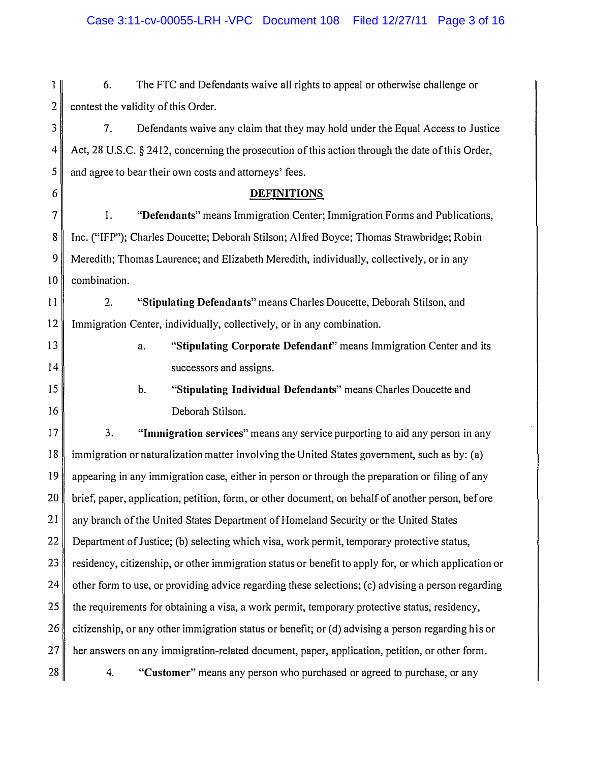6. The FTC and Defendants waive all rights to appeal or otherwise challenge or contest the validity of this Order.

7. Defendants waive any claim that they may hold under the Equal Access to Justice Act, 28 U.S.C. § 2412, concerning the prosecution of this action through the date of this Order, and agree to bear their own costs and attorneys' fees.

## DEFINITIONS

1. "**Defendants**" means Immigration Center; Immigration Forms and Publications, Inc. ("IFP"); Charles Doucette; Deborah Stilson; Alfred Boyce; Thomas Strawbridge; Robin Meredith; Thomas Laurence; and Elizabeth Meredith, individually, collectively, or in any combination.

2. "**Stipulating Defendants**" means Charles Doucette, Deborah Stilson, and Immigration Center, individually, collectively, or in any combination.

   a. "**Stipulating Corporate Defendant**" means Immigration Center and its successors and assigns.

   b. "**Stipulating Individual Defendants**" means Charles Doucette and Deborah Stilson.

3. "**Immigration services**" means any service purporting to aid any person in any immigration or naturalization matter involving the United States government, such as by: (a) appearing in any immigration case, either in person or through the preparation or filing of any brief, paper, application, petition, form, or other document, on behalf of another person, before any branch of the United States Department of Homeland Security or the United States Department of Justice; (b) selecting which visa, work permit, temporary protective status, residency, citizenship, or other immigration status or benefit to apply for, or which application or other form to use, or providing advice regarding these selections; (c) advising a person regarding the requirements for obtaining a visa, a work permit, temporary protective status, residency, citizenship, or any other immigration status or benefit; or (d) advising a person regarding his or her answers on any immigration-related document, paper, application, petition, or other form.

4. "**Customer**" means any person who purchased or agreed to purchase, or any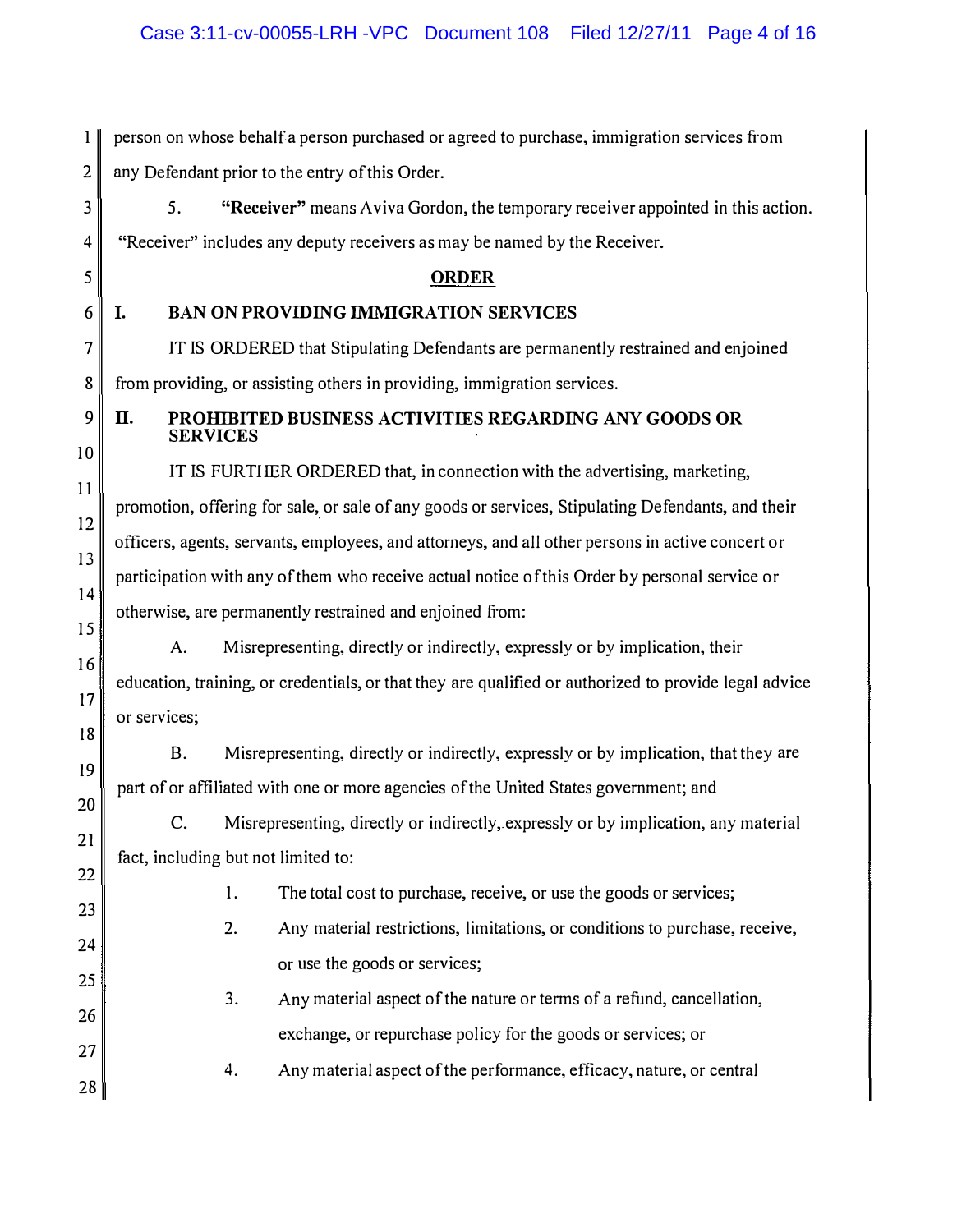person on whose behalf a person purchased or agreed to purchase, immigration services from any Defendant prior to the entry of this Order.

5. **"Receiver"** means Aviva Gordon, the temporary receiver appointed in this action. "Receiver" includes any deputy receivers as may be named by the Receiver.

## ORDER

### I. BAN ON PROVIDING IMMIGRATION SERVICES

IT IS ORDERED that Stipulating Defendants are permanently restrained and enjoined from providing, or assisting others in providing, immigration services.

### II. PROHIBITED BUSINESS ACTIVITIES REGARDING ANY GOODS OR SERVICES

IT IS FURTHER ORDERED that, in connection with the advertising, marketing, promotion, offering for sale, or sale of any goods or services, Stipulating Defendants, and their officers, agents, servants, employees, and attorneys, and all other persons in active concert or participation with any of them who receive actual notice of this Order by personal service or otherwise, are permanently restrained and enjoined from:

A. Misrepresenting, directly or indirectly, expressly or by implication, their education, training, or credentials, or that they are qualified or authorized to provide legal advice or services;

B. Misrepresenting, directly or indirectly, expressly or by implication, that they are part of or affiliated with one or more agencies of the United States government; and

C. Misrepresenting, directly or indirectly, expressly or by implication, any material fact, including but not limited to:

1. The total cost to purchase, receive, or use the goods or services;

2. Any material restrictions, limitations, or conditions to purchase, receive, or use the goods or services;

3. Any material aspect of the nature or terms of a refund, cancellation, exchange, or repurchase policy for the goods or services; or

4. Any material aspect of the performance, efficacy, nature, or central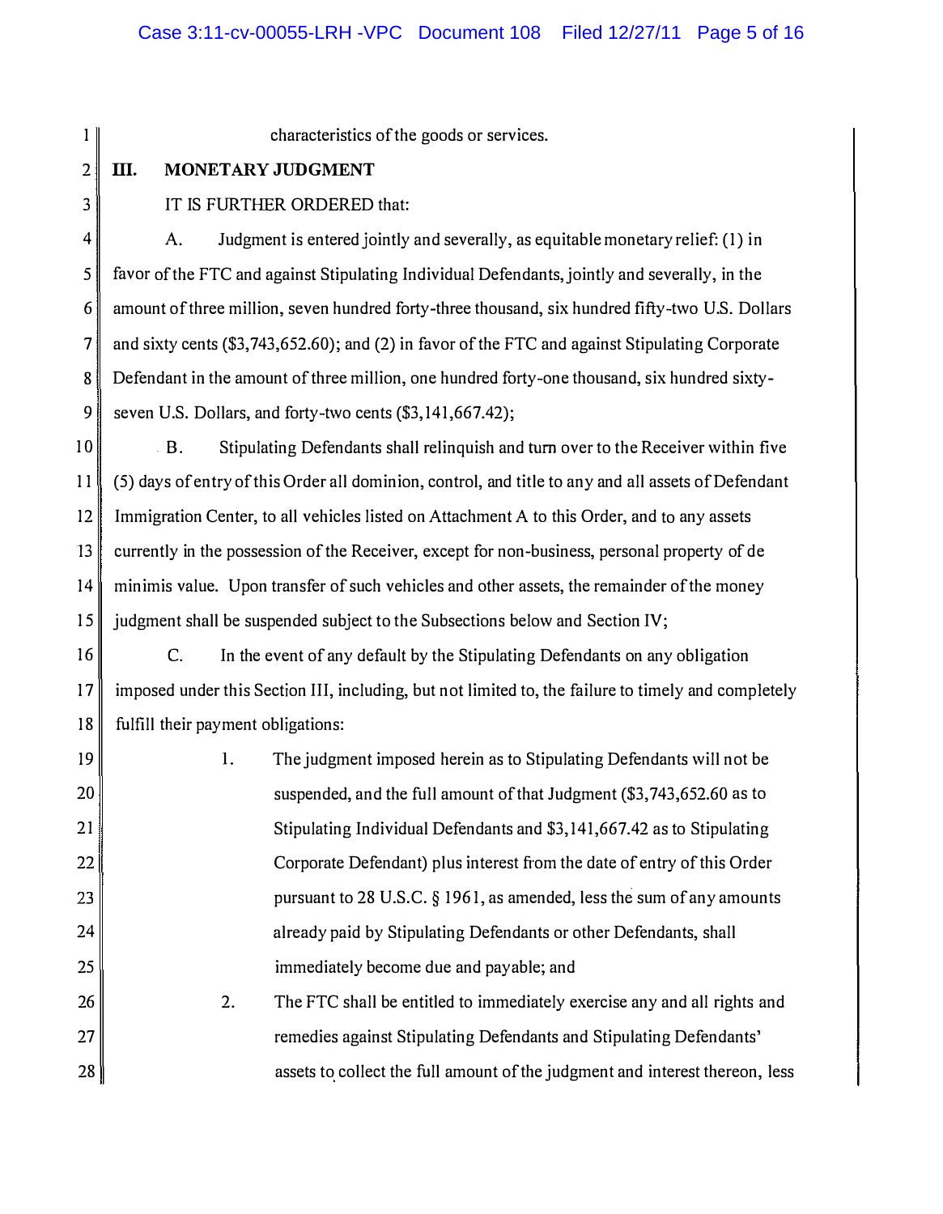characteristics of the goods or services.

## III. MONETARY JUDGMENT

IT IS FURTHER ORDERED that:

A. Judgment is entered jointly and severally, as equitable monetary relief: (1) in favor of the FTC and against Stipulating Individual Defendants, jointly and severally, in the amount of three million, seven hundred forty-three thousand, six hundred fifty-two U.S. Dollars and sixty cents ($3,743,652.60); and (2) in favor of the FTC and against Stipulating Corporate Defendant in the amount of three million, one hundred forty-one thousand, six hundred sixty-seven U.S. Dollars, and forty-two cents ($3,141,667.42);

B. Stipulating Defendants shall relinquish and turn over to the Receiver within five (5) days of entry of this Order all dominion, control, and title to any and all assets of Defendant Immigration Center, to all vehicles listed on Attachment A to this Order, and to any assets currently in the possession of the Receiver, except for non-business, personal property of de minimis value. Upon transfer of such vehicles and other assets, the remainder of the money judgment shall be suspended subject to the Subsections below and Section IV;

C. In the event of any default by the Stipulating Defendants on any obligation imposed under this Section III, including, but not limited to, the failure to timely and completely fulfill their payment obligations:

1. The judgment imposed herein as to Stipulating Defendants will not be suspended, and the full amount of that Judgment ($3,743,652.60 as to Stipulating Individual Defendants and $3,141,667.42 as to Stipulating Corporate Defendant) plus interest from the date of entry of this Order pursuant to 28 U.S.C. § 1961, as amended, less the sum of any amounts already paid by Stipulating Defendants or other Defendants, shall immediately become due and payable; and

2. The FTC shall be entitled to immediately exercise any and all rights and remedies against Stipulating Defendants and Stipulating Defendants' assets to collect the full amount of the judgment and interest thereon, less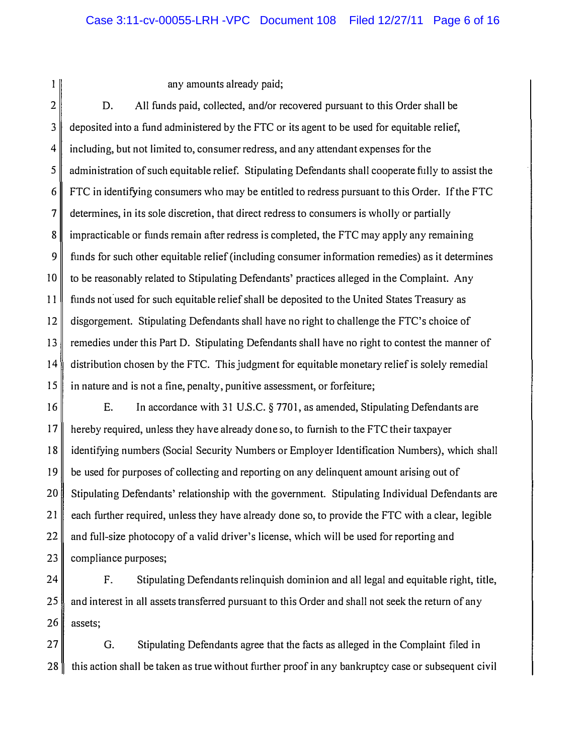any amounts already paid;

D. All funds paid, collected, and/or recovered pursuant to this Order shall be deposited into a fund administered by the FTC or its agent to be used for equitable relief, including, but not limited to, consumer redress, and any attendant expenses for the administration of such equitable relief. Stipulating Defendants shall cooperate fully to assist the FTC in identifying consumers who may be entitled to redress pursuant to this Order. If the FTC determines, in its sole discretion, that direct redress to consumers is wholly or partially impracticable or funds remain after redress is completed, the FTC may apply any remaining funds for such other equitable relief (including consumer information remedies) as it determines to be reasonably related to Stipulating Defendants' practices alleged in the Complaint. Any funds not used for such equitable relief shall be deposited to the United States Treasury as disgorgement. Stipulating Defendants shall have no right to challenge the FTC's choice of remedies under this Part D. Stipulating Defendants shall have no right to contest the manner of distribution chosen by the FTC. This judgment for equitable monetary relief is solely remedial in nature and is not a fine, penalty, punitive assessment, or forfeiture;

E. In accordance with 31 U.S.C. § 7701, as amended, Stipulating Defendants are hereby required, unless they have already done so, to furnish to the FTC their taxpayer identifying numbers (Social Security Numbers or Employer Identification Numbers), which shall be used for purposes of collecting and reporting on any delinquent amount arising out of Stipulating Defendants' relationship with the government. Stipulating Individual Defendants are each further required, unless they have already done so, to provide the FTC with a clear, legible and full-size photocopy of a valid driver's license, which will be used for reporting and compliance purposes;

F. Stipulating Defendants relinquish dominion and all legal and equitable right, title, and interest in all assets transferred pursuant to this Order and shall not seek the return of any assets;

G. Stipulating Defendants agree that the facts as alleged in the Complaint filed in this action shall be taken as true without further proof in any bankruptcy case or subsequent civil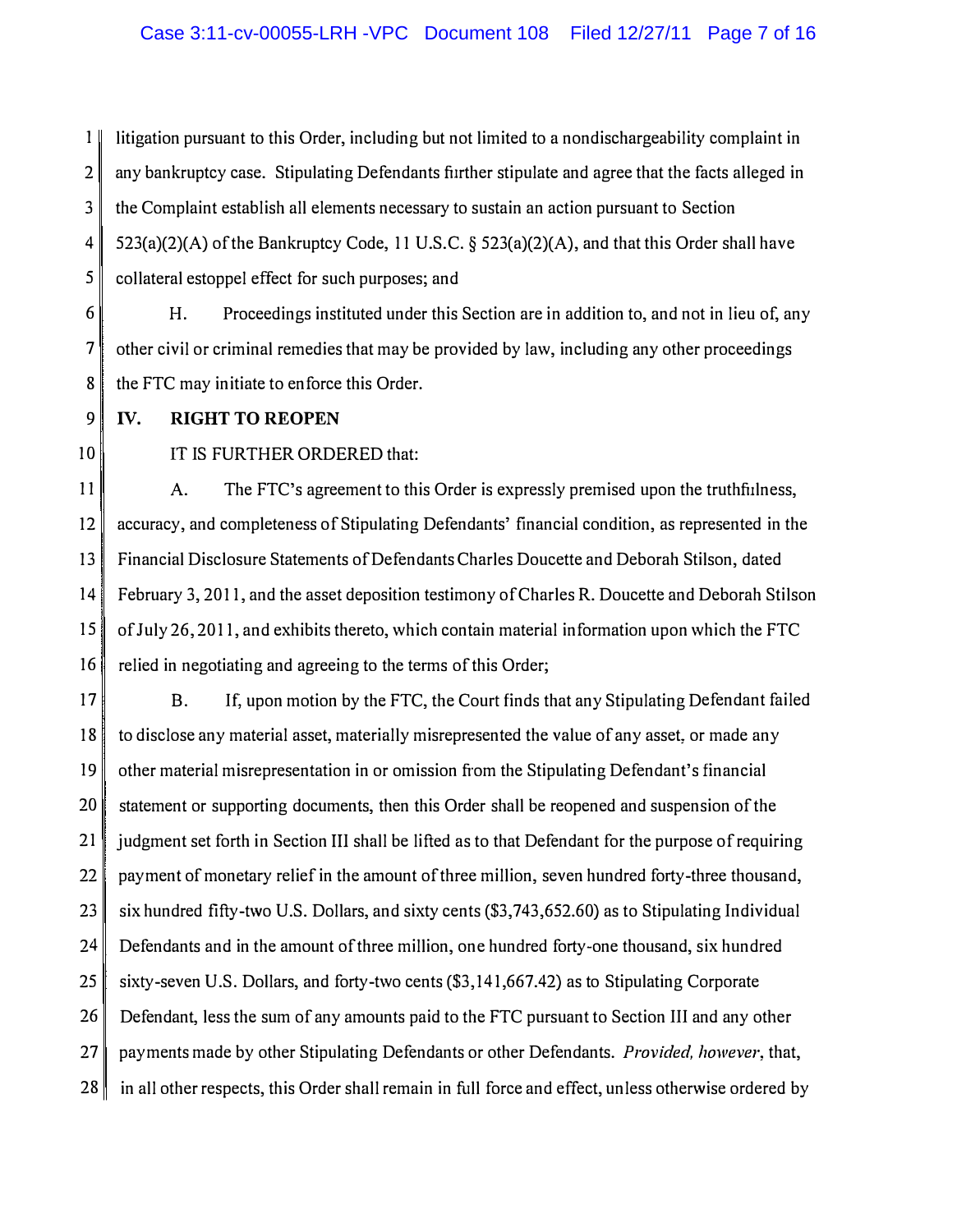litigation pursuant to this Order, including but not limited to a nondischargeability complaint in any bankruptcy case. Stipulating Defendants further stipulate and agree that the facts alleged in the Complaint establish all elements necessary to sustain an action pursuant to Section 523(a)(2)(A) of the Bankruptcy Code, 11 U.S.C. § 523(a)(2)(A), and that this Order shall have collateral estoppel effect for such purposes; and

H. Proceedings instituted under this Section are in addition to, and not in lieu of, any other civil or criminal remedies that may be provided by law, including any other proceedings the FTC may initiate to enforce this Order.

## IV. RIGHT TO REOPEN

IT IS FURTHER ORDERED that:

A. The FTC's agreement to this Order is expressly premised upon the truthfulness, accuracy, and completeness of Stipulating Defendants' financial condition, as represented in the Financial Disclosure Statements of Defendants Charles Doucette and Deborah Stilson, dated February 3, 2011, and the asset deposition testimony of Charles R. Doucette and Deborah Stilson of July 26, 2011, and exhibits thereto, which contain material information upon which the FTC relied in negotiating and agreeing to the terms of this Order;

B. If, upon motion by the FTC, the Court finds that any Stipulating Defendant failed to disclose any material asset, materially misrepresented the value of any asset, or made any other material misrepresentation in or omission from the Stipulating Defendant's financial statement or supporting documents, then this Order shall be reopened and suspension of the judgment set forth in Section III shall be lifted as to that Defendant for the purpose of requiring payment of monetary relief in the amount of three million, seven hundred forty-three thousand, six hundred fifty-two U.S. Dollars, and sixty cents ($3,743,652.60) as to Stipulating Individual Defendants and in the amount of three million, one hundred forty-one thousand, six hundred sixty-seven U.S. Dollars, and forty-two cents ($3,141,667.42) as to Stipulating Corporate Defendant, less the sum of any amounts paid to the FTC pursuant to Section III and any other payments made by other Stipulating Defendants or other Defendants. *Provided, however*, that, in all other respects, this Order shall remain in full force and effect, unless otherwise ordered by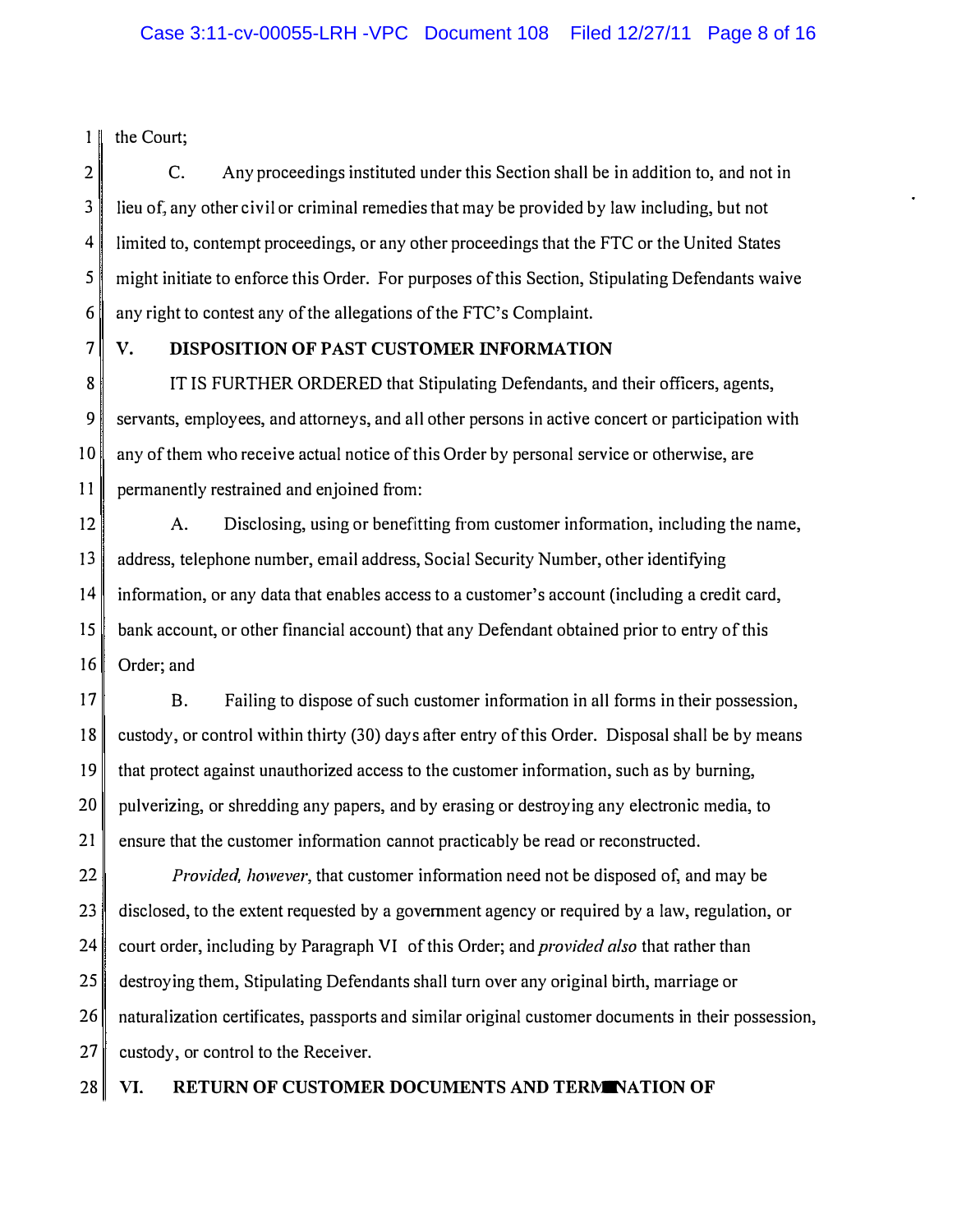the Court;

C. Any proceedings instituted under this Section shall be in addition to, and not in lieu of, any other civil or criminal remedies that may be provided by law including, but not limited to, contempt proceedings, or any other proceedings that the FTC or the United States might initiate to enforce this Order. For purposes of this Section, Stipulating Defendants waive any right to contest any of the allegations of the FTC's Complaint.

## V. DISPOSITION OF PAST CUSTOMER INFORMATION

IT IS FURTHER ORDERED that Stipulating Defendants, and their officers, agents, servants, employees, and attorneys, and all other persons in active concert or participation with any of them who receive actual notice of this Order by personal service or otherwise, are permanently restrained and enjoined from:

A. Disclosing, using or benefitting from customer information, including the name, address, telephone number, email address, Social Security Number, other identifying information, or any data that enables access to a customer's account (including a credit card, bank account, or other financial account) that any Defendant obtained prior to entry of this Order; and

B. Failing to dispose of such customer information in all forms in their possession, custody, or control within thirty (30) days after entry of this Order. Disposal shall be by means that protect against unauthorized access to the customer information, such as by burning, pulverizing, or shredding any papers, and by erasing or destroying any electronic media, to ensure that the customer information cannot practicably be read or reconstructed.

*Provided, however*, that customer information need not be disposed of, and may be disclosed, to the extent requested by a government agency or required by a law, regulation, or court order, including by Paragraph VI of this Order; and *provided also* that rather than destroying them, Stipulating Defendants shall turn over any original birth, marriage or naturalization certificates, passports and similar original customer documents in their possession, custody, or control to the Receiver.

## VI. RETURN OF CUSTOMER DOCUMENTS AND TERMINATION OF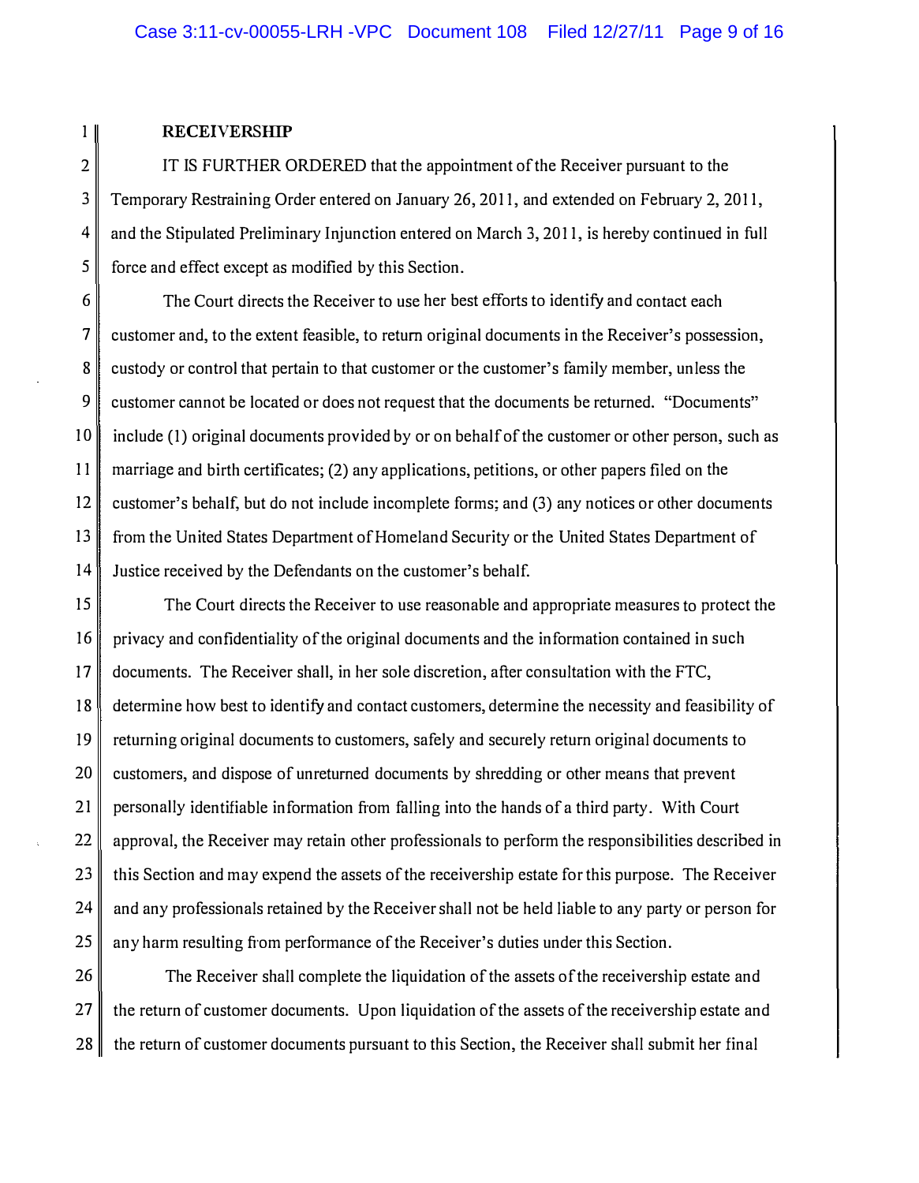**RECEIVERSHIP**

IT IS FURTHER ORDERED that the appointment of the Receiver pursuant to the Temporary Restraining Order entered on January 26, 2011, and extended on February 2, 2011, and the Stipulated Preliminary Injunction entered on March 3, 2011, is hereby continued in full force and effect except as modified by this Section.

The Court directs the Receiver to use her best efforts to identify and contact each customer and, to the extent feasible, to return original documents in the Receiver's possession, custody or control that pertain to that customer or the customer's family member, unless the customer cannot be located or does not request that the documents be returned. "Documents" include (1) original documents provided by or on behalf of the customer or other person, such as marriage and birth certificates; (2) any applications, petitions, or other papers filed on the customer's behalf, but do not include incomplete forms; and (3) any notices or other documents from the United States Department of Homeland Security or the United States Department of Justice received by the Defendants on the customer's behalf.

The Court directs the Receiver to use reasonable and appropriate measures to protect the privacy and confidentiality of the original documents and the information contained in such documents. The Receiver shall, in her sole discretion, after consultation with the FTC, determine how best to identify and contact customers, determine the necessity and feasibility of returning original documents to customers, safely and securely return original documents to customers, and dispose of unreturned documents by shredding or other means that prevent personally identifiable information from falling into the hands of a third party. With Court approval, the Receiver may retain other professionals to perform the responsibilities described in this Section and may expend the assets of the receivership estate for this purpose. The Receiver and any professionals retained by the Receiver shall not be held liable to any party or person for any harm resulting from performance of the Receiver's duties under this Section.

The Receiver shall complete the liquidation of the assets of the receivership estate and the return of customer documents. Upon liquidation of the assets of the receivership estate and the return of customer documents pursuant to this Section, the Receiver shall submit her final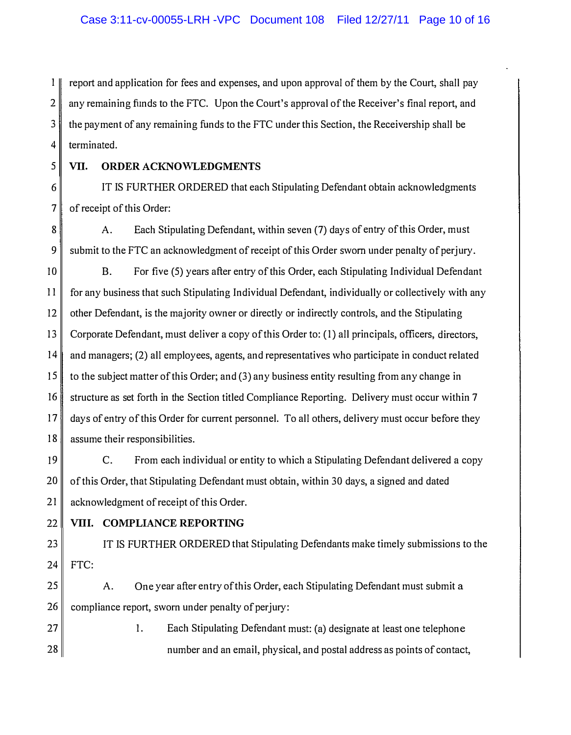report and application for fees and expenses, and upon approval of them by the Court, shall pay any remaining funds to the FTC. Upon the Court's approval of the Receiver's final report, and the payment of any remaining funds to the FTC under this Section, the Receivership shall be terminated.

## VII. ORDER ACKNOWLEDGMENTS

IT IS FURTHER ORDERED that each Stipulating Defendant obtain acknowledgments of receipt of this Order:

A. Each Stipulating Defendant, within seven (7) days of entry of this Order, must submit to the FTC an acknowledgment of receipt of this Order sworn under penalty of perjury.

B. For five (5) years after entry of this Order, each Stipulating Individual Defendant for any business that such Stipulating Individual Defendant, individually or collectively with any other Defendant, is the majority owner or directly or indirectly controls, and the Stipulating Corporate Defendant, must deliver a copy of this Order to: (1) all principals, officers, directors, and managers; (2) all employees, agents, and representatives who participate in conduct related to the subject matter of this Order; and (3) any business entity resulting from any change in structure as set forth in the Section titled Compliance Reporting. Delivery must occur within 7 days of entry of this Order for current personnel. To all others, delivery must occur before they assume their responsibilities.

C. From each individual or entity to which a Stipulating Defendant delivered a copy of this Order, that Stipulating Defendant must obtain, within 30 days, a signed and dated acknowledgment of receipt of this Order.

## VIII. COMPLIANCE REPORTING

IT IS FURTHER ORDERED that Stipulating Defendants make timely submissions to the FTC:

A. One year after entry of this Order, each Stipulating Defendant must submit a compliance report, sworn under penalty of perjury:

1. Each Stipulating Defendant must: (a) designate at least one telephone number and an email, physical, and postal address as points of contact,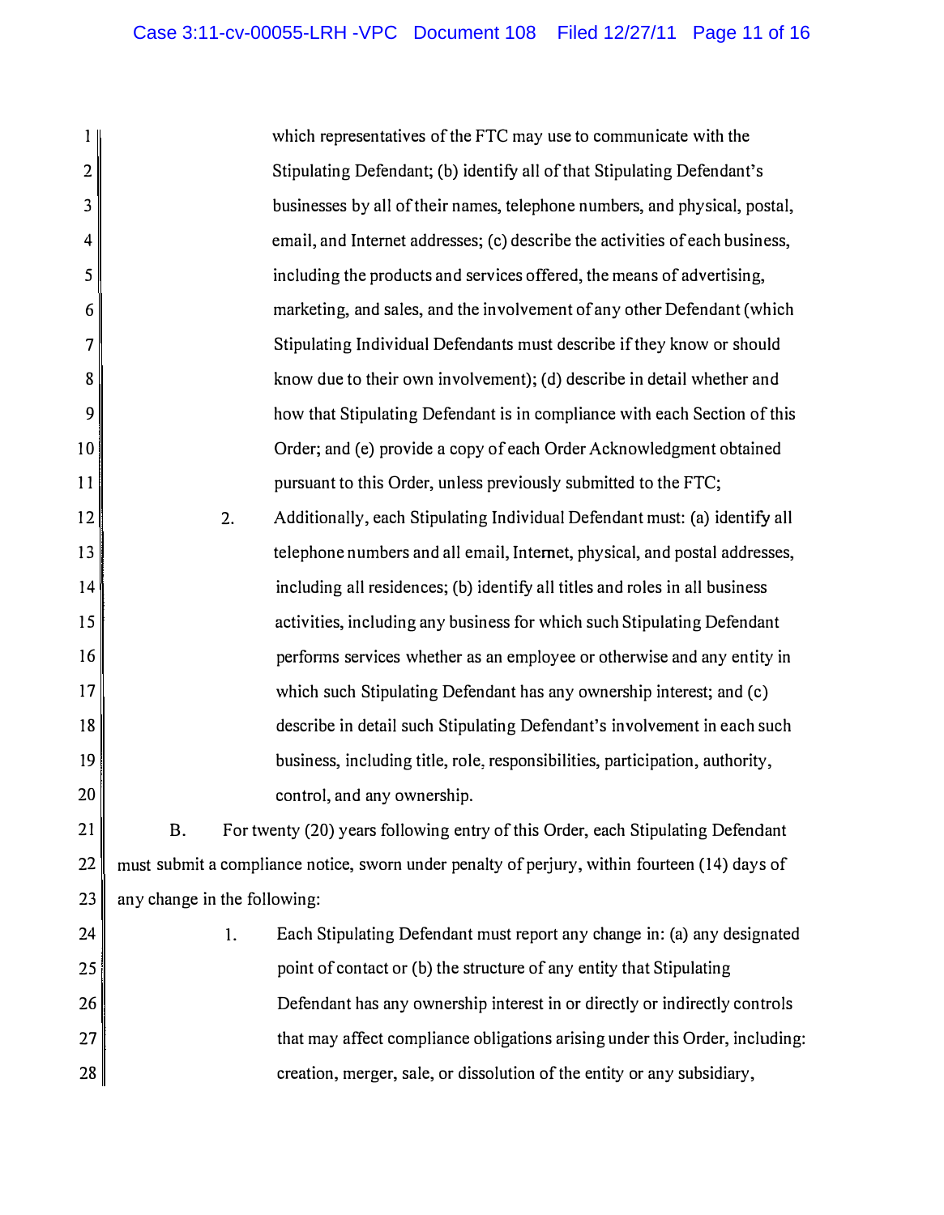which representatives of the FTC may use to communicate with the Stipulating Defendant; (b) identify all of that Stipulating Defendant's businesses by all of their names, telephone numbers, and physical, postal, email, and Internet addresses; (c) describe the activities of each business, including the products and services offered, the means of advertising, marketing, and sales, and the involvement of any other Defendant (which Stipulating Individual Defendants must describe if they know or should know due to their own involvement); (d) describe in detail whether and how that Stipulating Defendant is in compliance with each Section of this Order; and (e) provide a copy of each Order Acknowledgment obtained pursuant to this Order, unless previously submitted to the FTC;

2. Additionally, each Stipulating Individual Defendant must: (a) identify all telephone numbers and all email, Internet, physical, and postal addresses, including all residences; (b) identify all titles and roles in all business activities, including any business for which such Stipulating Defendant performs services whether as an employee or otherwise and any entity in which such Stipulating Defendant has any ownership interest; and (c) describe in detail such Stipulating Defendant's involvement in each such business, including title, role, responsibilities, participation, authority, control, and any ownership.

B. For twenty (20) years following entry of this Order, each Stipulating Defendant must submit a compliance notice, sworn under penalty of perjury, within fourteen (14) days of any change in the following:

1. Each Stipulating Defendant must report any change in: (a) any designated point of contact or (b) the structure of any entity that Stipulating Defendant has any ownership interest in or directly or indirectly controls that may affect compliance obligations arising under this Order, including: creation, merger, sale, or dissolution of the entity or any subsidiary,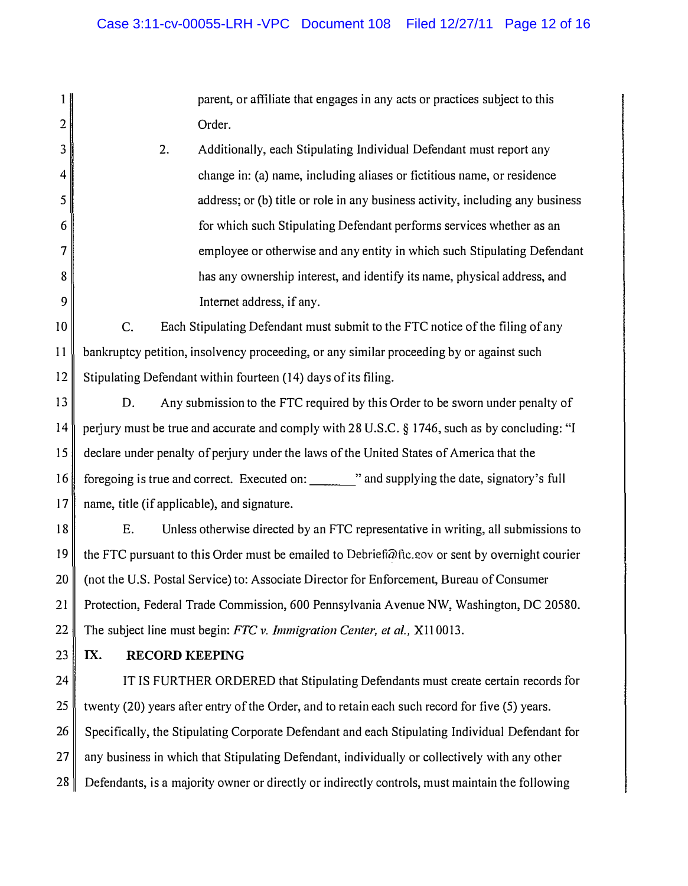parent, or affiliate that engages in any acts or practices subject to this Order.

2. Additionally, each Stipulating Individual Defendant must report any change in: (a) name, including aliases or fictitious name, or residence address; or (b) title or role in any business activity, including any business for which such Stipulating Defendant performs services whether as an employee or otherwise and any entity in which such Stipulating Defendant has any ownership interest, and identify its name, physical address, and Internet address, if any.

C. Each Stipulating Defendant must submit to the FTC notice of the filing of any bankruptcy petition, insolvency proceeding, or any similar proceeding by or against such Stipulating Defendant within fourteen (14) days of its filing.

D. Any submission to the FTC required by this Order to be sworn under penalty of perjury must be true and accurate and comply with 28 U.S.C. § 1746, such as by concluding: "I declare under penalty of perjury under the laws of the United States of America that the foregoing is true and correct. Executed on: _______" and supplying the date, signatory's full name, title (if applicable), and signature.

E. Unless otherwise directed by an FTC representative in writing, all submissions to the FTC pursuant to this Order must be emailed to Debrief@ftc.gov or sent by overnight courier (not the U.S. Postal Service) to: Associate Director for Enforcement, Bureau of Consumer Protection, Federal Trade Commission, 600 Pennsylvania Avenue NW, Washington, DC 20580. The subject line must begin: *FTC v. Immigration Center, et al.*, X110013.

## IX. RECORD KEEPING

IT IS FURTHER ORDERED that Stipulating Defendants must create certain records for twenty (20) years after entry of the Order, and to retain each such record for five (5) years. Specifically, the Stipulating Corporate Defendant and each Stipulating Individual Defendant for any business in which that Stipulating Defendant, individually or collectively with any other Defendants, is a majority owner or directly or indirectly controls, must maintain the following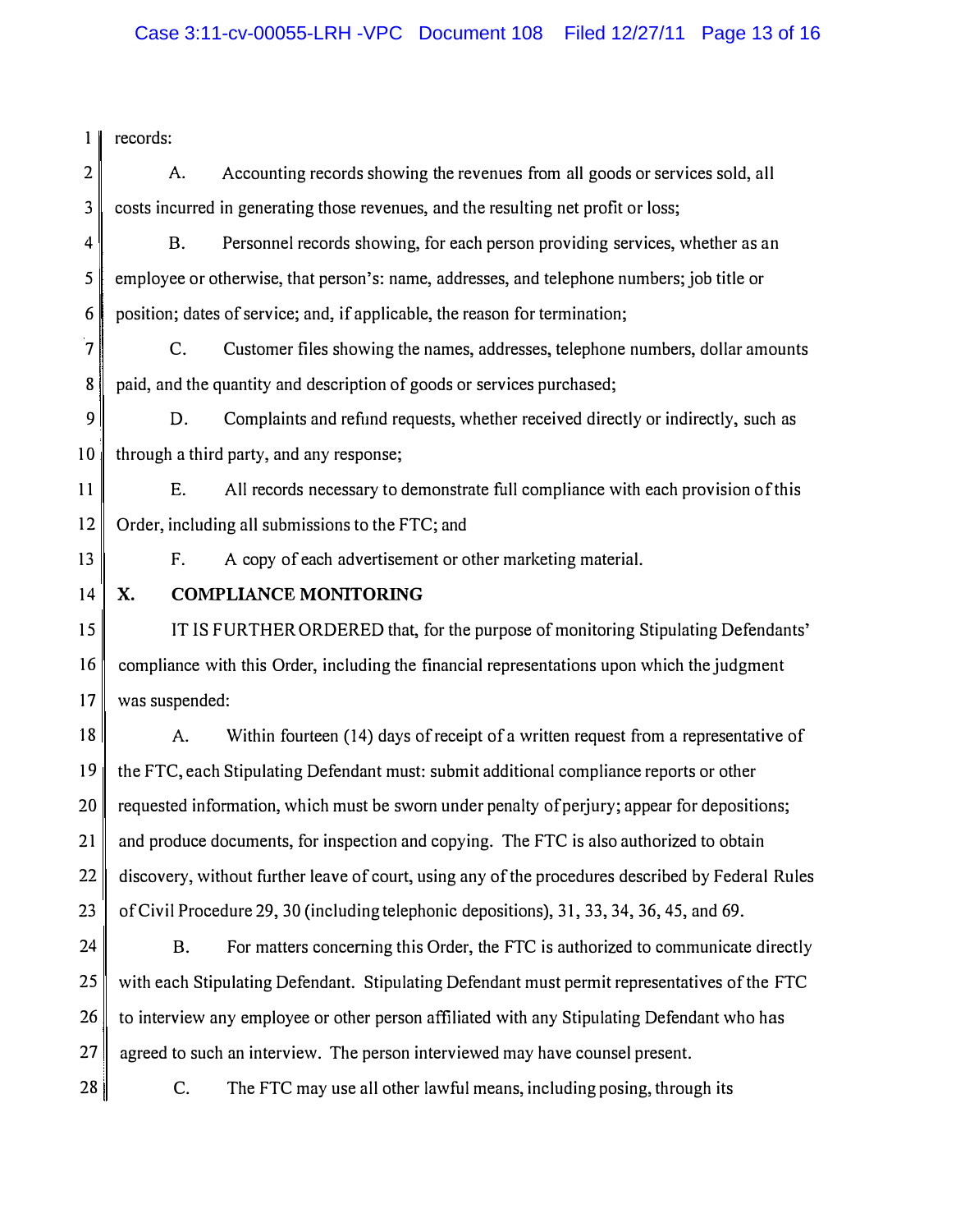records:

A. Accounting records showing the revenues from all goods or services sold, all costs incurred in generating those revenues, and the resulting net profit or loss;

B. Personnel records showing, for each person providing services, whether as an employee or otherwise, that person's: name, addresses, and telephone numbers; job title or position; dates of service; and, if applicable, the reason for termination;

C. Customer files showing the names, addresses, telephone numbers, dollar amounts paid, and the quantity and description of goods or services purchased;

D. Complaints and refund requests, whether received directly or indirectly, such as through a third party, and any response;

E. All records necessary to demonstrate full compliance with each provision of this Order, including all submissions to the FTC; and

F. A copy of each advertisement or other marketing material.

## X. COMPLIANCE MONITORING

IT IS FURTHER ORDERED that, for the purpose of monitoring Stipulating Defendants' compliance with this Order, including the financial representations upon which the judgment was suspended:

A. Within fourteen (14) days of receipt of a written request from a representative of the FTC, each Stipulating Defendant must: submit additional compliance reports or other requested information, which must be sworn under penalty of perjury; appear for depositions; and produce documents, for inspection and copying. The FTC is also authorized to obtain discovery, without further leave of court, using any of the procedures described by Federal Rules of Civil Procedure 29, 30 (including telephonic depositions), 31, 33, 34, 36, 45, and 69.

B. For matters concerning this Order, the FTC is authorized to communicate directly with each Stipulating Defendant. Stipulating Defendant must permit representatives of the FTC to interview any employee or other person affiliated with any Stipulating Defendant who has agreed to such an interview. The person interviewed may have counsel present.

C. The FTC may use all other lawful means, including posing, through its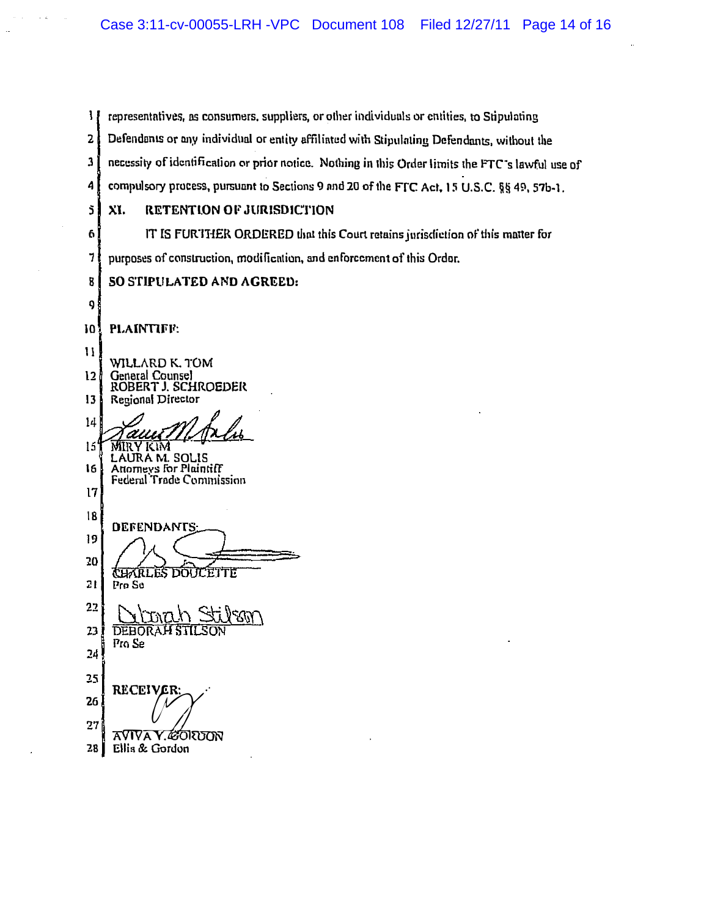representatives, as consumers, suppliers, or other individuals or entities, to Stipulating Defendants or any individual or entity affiliated with Stipulating Defendants, without the necessity of identification or prior notice. Nothing in this Order limits the FTC's lawful use of compulsory process, pursuant to Sections 9 and 20 of the FTC Act, 15 U.S.C. §§ 49, 57b-1.

## XI. RETENTION OF JURISDICTION

IT IS FURTHER ORDERED that this Court retains jurisdiction of this matter for purposes of construction, modification, and enforcement of this Order.

**SO STIPULATED AND AGREED:**

**PLAINTIFF:**

WILLARD K. TOM
General Counsel
ROBERT J. SCHROEDER
Regional Director

MIRY KIM
LAURA M. SOLIS
Attorneys for Plaintiff
Federal Trade Commission

**DEFENDANTS:**

CHARLES DOUCETTE
Pro Se

DEBORAH STILSON
Pro Se

**RECEIVER:**

AVIVA Y. GORDON
Ellis & Gordon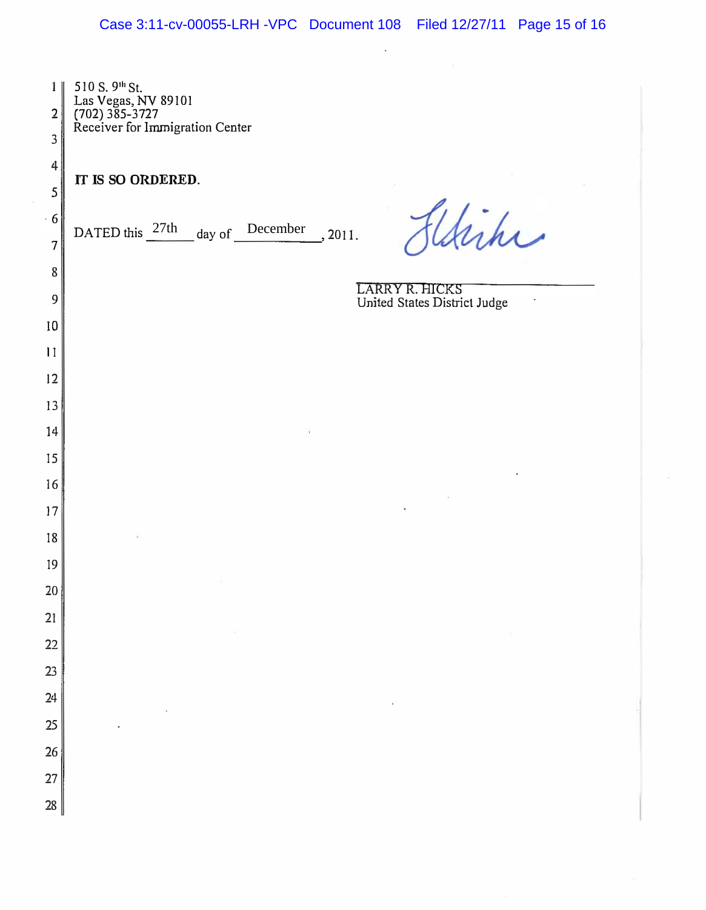510 S. 9th St.
Las Vegas, NV 89101
(702) 385-3727
Receiver for Immigration Center

**IT IS SO ORDERED.**

DATED this 27th day of December, 2011.

LARRY R. HICKS
United States District Judge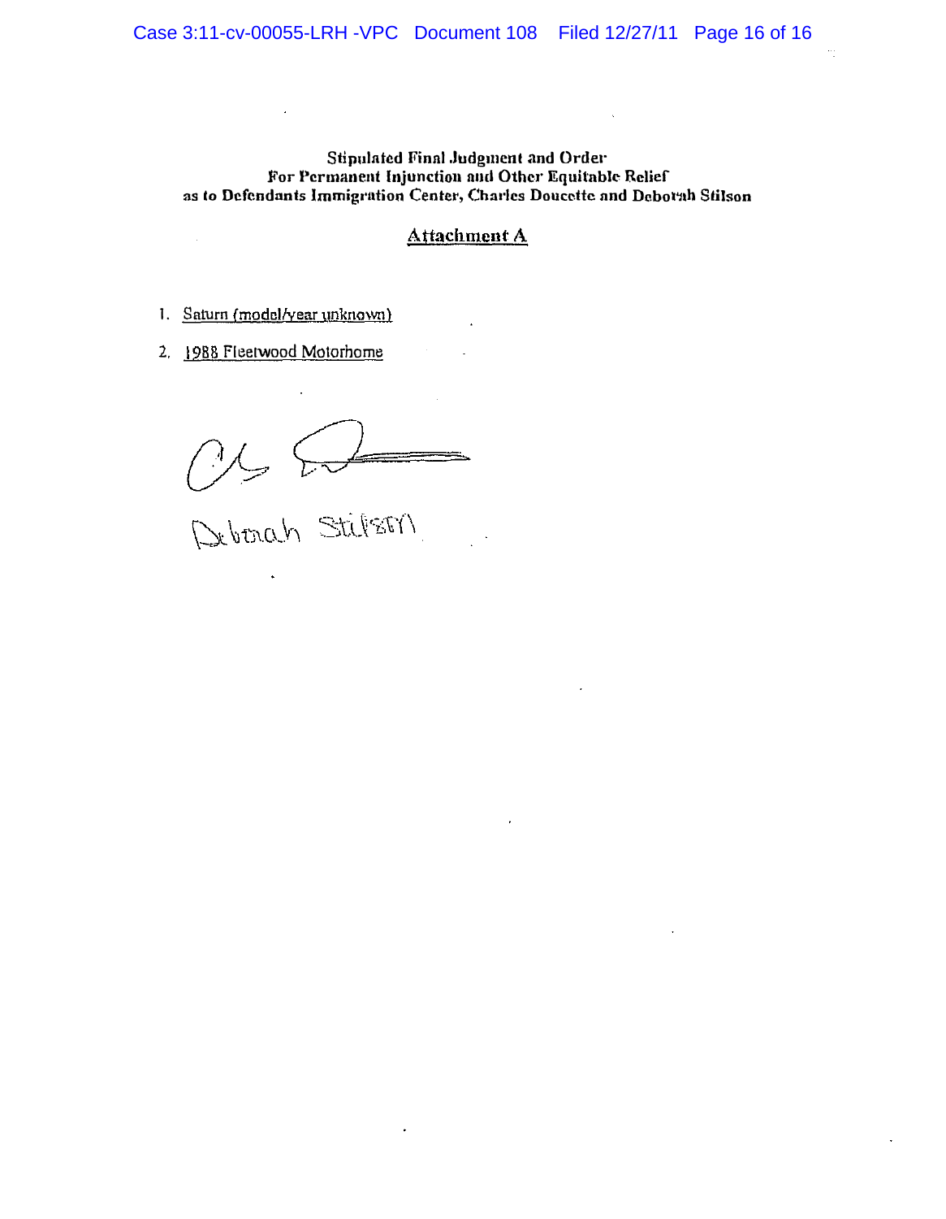**Stipulated Final Judgment and Order**
**For Permanent Injunction and Other Equitable Relief**
**as to Defendants Immigration Center, Charles Doucette and Deborah Stilson**

## Attachment A

1. Saturn (model/year unknown)
2. 1988 Fleetwood Motorhome

Deborah Stilson